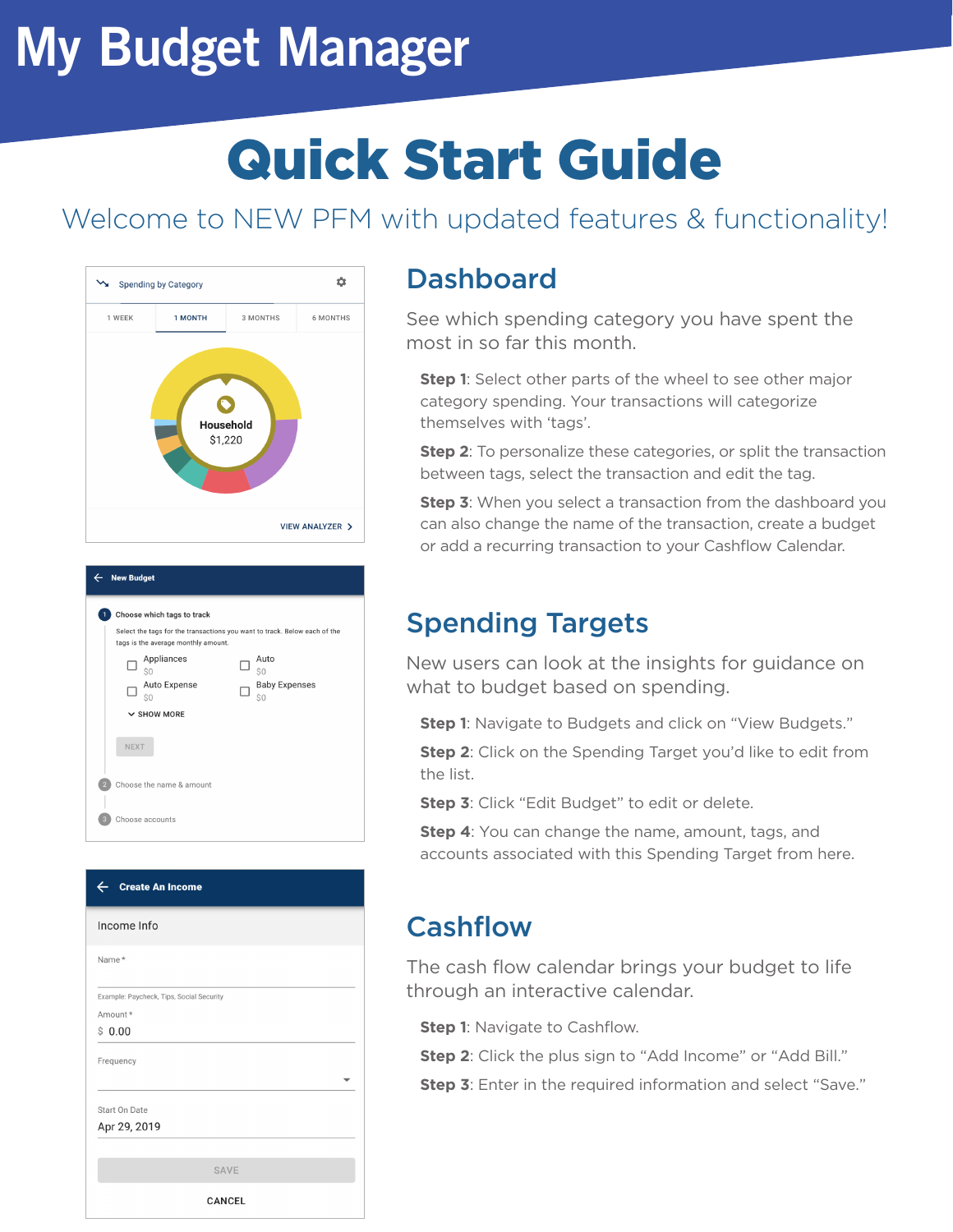# My Budget Manager

# Quick Start Guide

Welcome to NEW PFM with updated features & functionality!

## Dashboard

See which spending category you have spent the most in so far this month.

**Step 1**: Select other parts of the wheel to see other major category spending. Your transactions will categorize themselves with 'tags'.

**Step 2**: To personalize these categories, or split the transaction between tags, select the transaction and edit the tag.

**Step 3**: When you select a transaction from the dashboard you can also change the name of the transaction, create a budget or add a recurring transaction to your Cashflow Calendar.

## Spending Targets

New users can look at the insights for guidance on what to budget based on spending.

**Step 1**: Navigate to Budgets and click on "View Budgets."

**Step 2**: Click on the Spending Target you'd like to edit from the list.

**Step 3**: Click "Edit Budget" to edit or delete.

**Step 4**: You can change the name, amount, tags, and accounts associated with this Spending Target from here.

## Cashflow

The cash flow calendar brings your budget to life through an interactive calendar.

**Step 1**: Navigate to Cashflow.

**Step 2**: Click the plus sign to "Add Income" or "Add Bill."

**Step 3**: Enter in the required information and select "Save."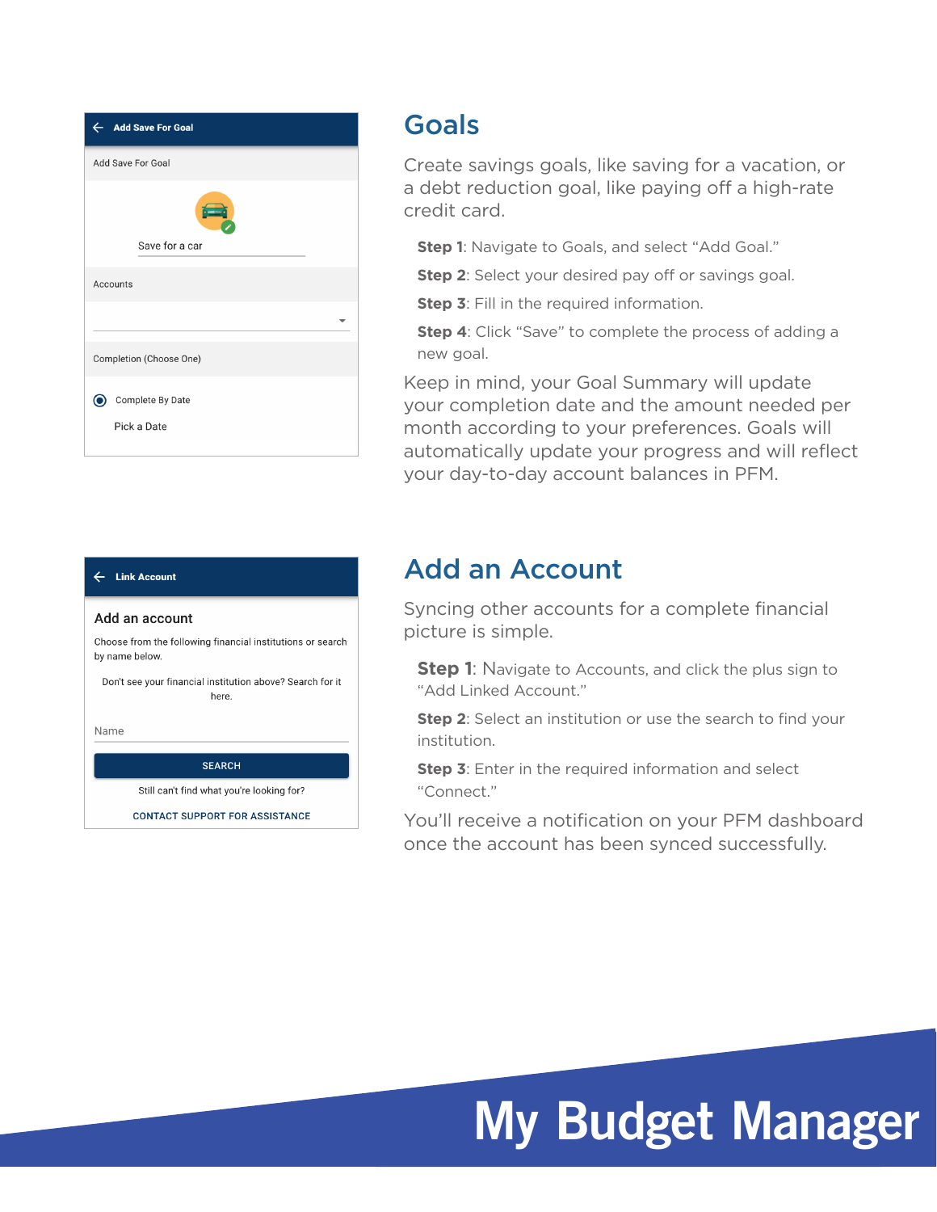## Goals

Create savings goals, like saving for a vacation, or a debt reduction goal, like paying off a high-rate credit card.

**Step 1**: Navigate to Goals, and select "Add Goal."

**Step 2**: Select your desired pay off or savings goal.

**Step 3**: Fill in the required information.

**Step 4**: Click "Save" to complete the process of adding a new goal.

Keep in mind, your Goal Summary will update your completion date and the amount needed per month according to your preferences. Goals will automatically update your progress and will reflect your day-to-day account balances in PFM.

## Add an Account

Syncing other accounts for a complete financial picture is simple.

**Step 1**: Navigate to Accounts, and click the plus sign to "Add Linked Account."

**Step 2**: Select an institution or use the search to find your institution.

**Step 3**: Enter in the required information and select "Connect."

You'll receive a notification on your PFM dashboard once the account has been synced successfully.

**My Budget Manager**